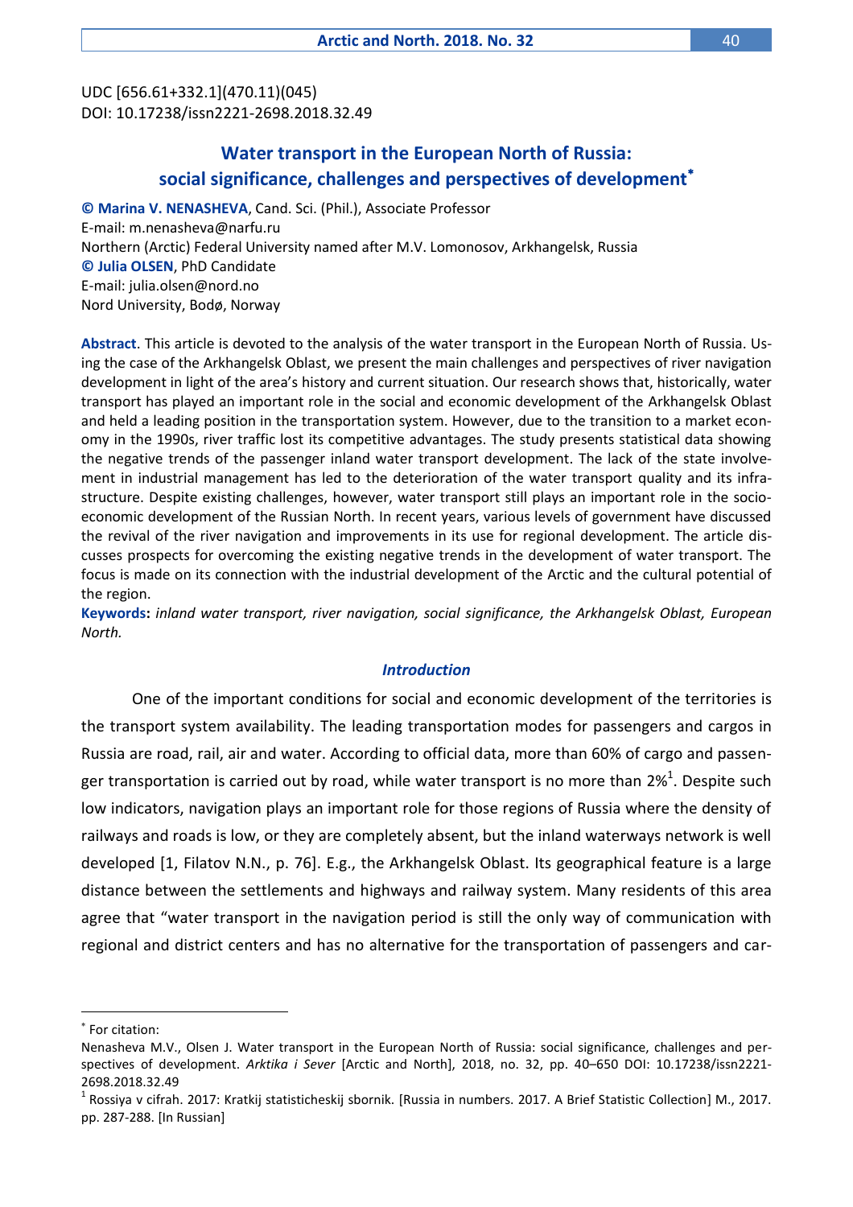UDC [656.61+332.1](470.11)(045)
DOI: 10.17238/issn2221-2698.2018.32.49

# Water transport in the European North of Russia: social significance, challenges and perspectives of development*

**© Marina V. NENASHEVA**, Cand. Sci. (Phil.), Associate Professor
E-mail: m.nenasheva@narfu.ru
Northern (Arctic) Federal University named after M.V. Lomonosov, Arkhangelsk, Russia
**© Julia OLSEN**, PhD Candidate
E-mail: julia.olsen@nord.no
Nord University, Bodø, Norway

**Abstract**. This article is devoted to the analysis of the water transport in the European North of Russia. Using the case of the Arkhangelsk Oblast, we present the main challenges and perspectives of river navigation development in light of the area's history and current situation. Our research shows that, historically, water transport has played an important role in the social and economic development of the Arkhangelsk Oblast and held a leading position in the transportation system. However, due to the transition to a market economy in the 1990s, river traffic lost its competitive advantages. The study presents statistical data showing the negative trends of the passenger inland water transport development. The lack of the state involvement in industrial management has led to the deterioration of the water transport quality and its infrastructure. Despite existing challenges, however, water transport still plays an important role in the socio-economic development of the Russian North. In recent years, various levels of government have discussed the revival of the river navigation and improvements in its use for regional development. The article discusses prospects for overcoming the existing negative trends in the development of water transport. The focus is made on its connection with the industrial development of the Arctic and the cultural potential of the region.

**Keywords:** *inland water transport, river navigation, social significance, the Arkhangelsk Oblast, European North.*

## *Introduction*

One of the important conditions for social and economic development of the territories is the transport system availability. The leading transportation modes for passengers and cargos in Russia are road, rail, air and water. According to official data, more than 60% of cargo and passenger transportation is carried out by road, while water transport is no more than 2%[1]. Despite such low indicators, navigation plays an important role for those regions of Russia where the density of railways and roads is low, or they are completely absent, but the inland waterways network is well developed [1, Filatov N.N., p. 76]. E.g., the Arkhangelsk Oblast. Its geographical feature is a large distance between the settlements and highways and railway system. Many residents of this area agree that "water transport in the navigation period is still the only way of communication with regional and district centers and has no alternative for the transportation of passengers and car-

---

* For citation:
Nenasheva M.V., Olsen J. Water transport in the European North of Russia: social significance, challenges and perspectives of development. *Arktika i Sever* [Arctic and North], 2018, no. 32, pp. 40–650 DOI: 10.17238/issn2221-2698.2018.32.49

[1] Rossiya v cifrah. 2017: Kratkij statisticheskij sbornik. [Russia in numbers. 2017. A Brief Statistic Collection] M., 2017. pp. 287-288. [In Russian]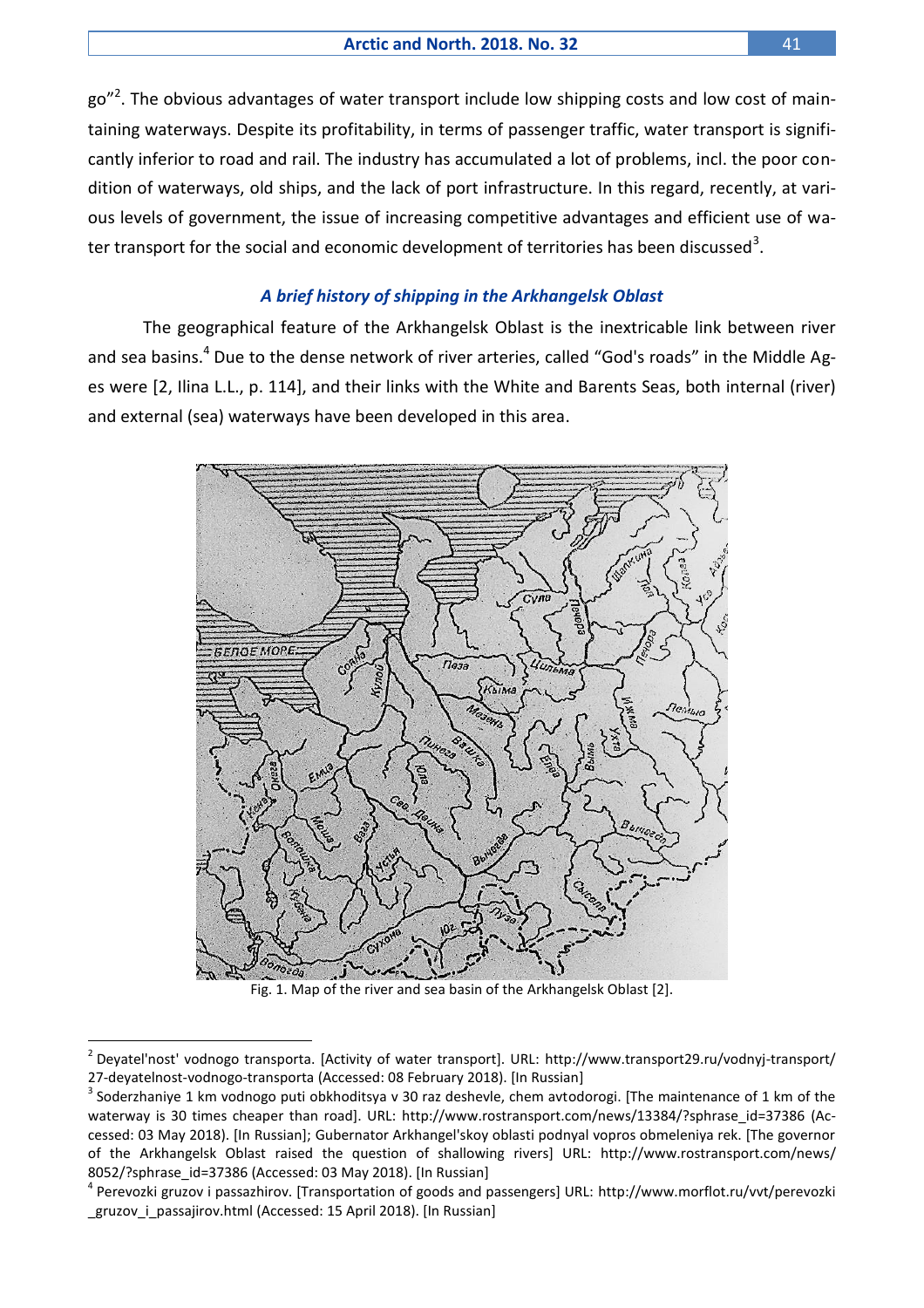go"[2]. The obvious advantages of water transport include low shipping costs and low cost of maintaining waterways. Despite its profitability, in terms of passenger traffic, water transport is significantly inferior to road and rail. The industry has accumulated a lot of problems, incl. the poor condition of waterways, old ships, and the lack of port infrastructure. In this regard, recently, at various levels of government, the issue of increasing competitive advantages and efficient use of water transport for the social and economic development of territories has been discussed[3].

### *A brief history of shipping in the Arkhangelsk Oblast*

The geographical feature of the Arkhangelsk Oblast is the inextricable link between river and sea basins.[4] Due to the dense network of river arteries, called "God's roads" in the Middle Ages were [2, Ilina L.L., p. 114], and their links with the White and Barents Seas, both internal (river) and external (sea) waterways have been developed in this area.

Fig. 1. Map of the river and sea basin of the Arkhangelsk Oblast [2].

---

[2] Deyatel'nost' vodnogo transporta. [Activity of water transport]. URL: http://www.transport29.ru/vodnyj-transport/27-deyatelnost-vodnogo-transporta (Accessed: 08 February 2018). [In Russian]

[3] Soderzhaniye 1 km vodnogo puti obkhoditsya v 30 raz deshevle, chem avtodorogi. [The maintenance of 1 km of the waterway is 30 times cheaper than road]. URL: http://www.rostransport.com/news/13384/?sphrase_id=37386 (Accessed: 03 May 2018). [In Russian]; Gubernator Arkhangel'skoy oblasti podnyal vopros obmeleniya rek. [The governor of the Arkhangelsk Oblast raised the question of shallowing rivers] URL: http://www.rostransport.com/news/8052/?sphrase_id=37386 (Accessed: 03 May 2018). [In Russian]

[4] Perevozki gruzov i passazhirov. [Transportation of goods and passengers] URL: http://www.morflot.ru/vvt/perevozki_gruzov_i_passajirov.html (Accessed: 15 April 2018). [In Russian]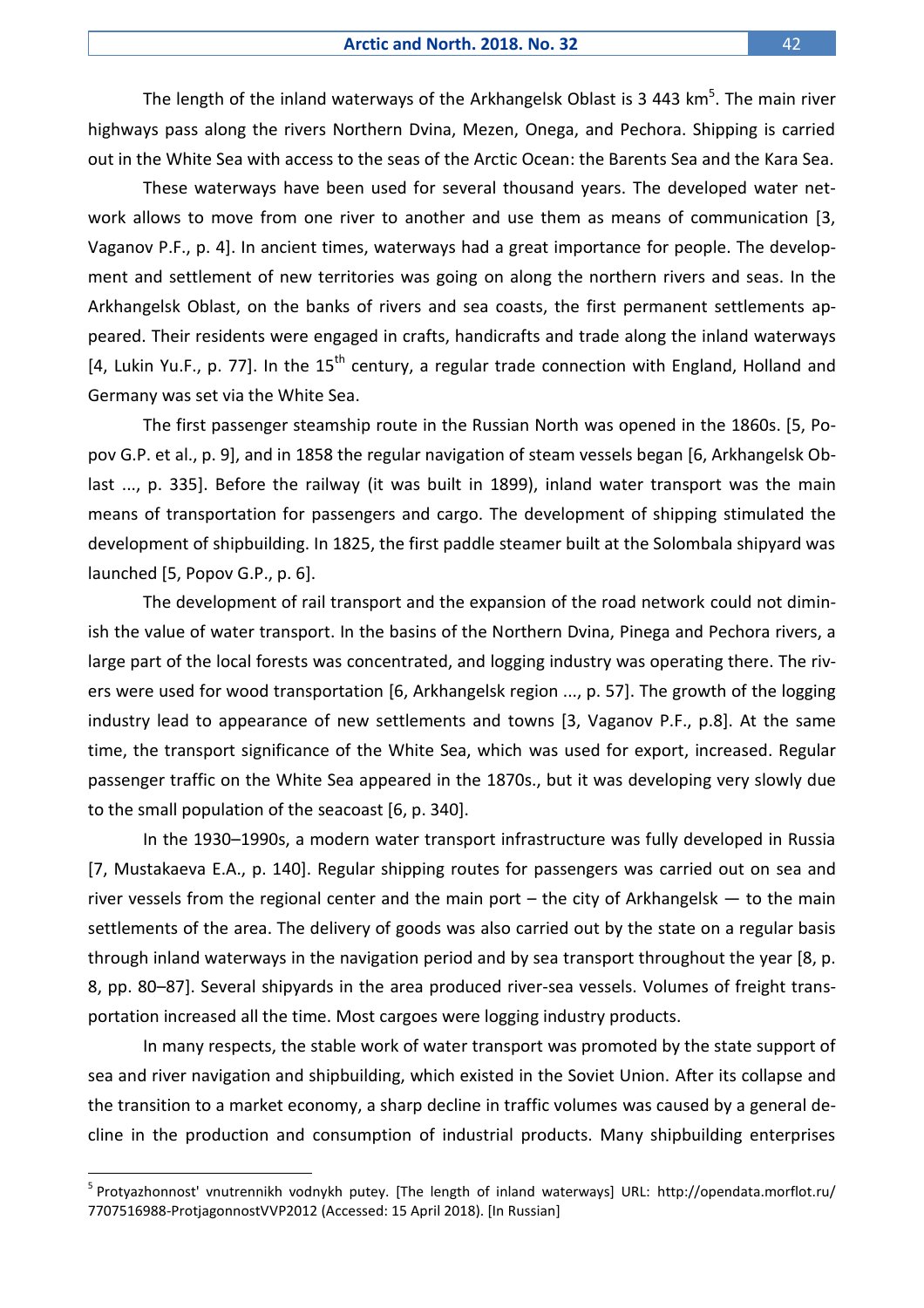The length of the inland waterways of the Arkhangelsk Oblast is 3 443 km[5]. The main river highways pass along the rivers Northern Dvina, Mezen, Onega, and Pechora. Shipping is carried out in the White Sea with access to the seas of the Arctic Ocean: the Barents Sea and the Kara Sea.

These waterways have been used for several thousand years. The developed water network allows to move from one river to another and use them as means of communication [3, Vaganov P.F., p. 4]. In ancient times, waterways had a great importance for people. The development and settlement of new territories was going on along the northern rivers and seas. In the Arkhangelsk Oblast, on the banks of rivers and sea coasts, the first permanent settlements appeared. Their residents were engaged in crafts, handicrafts and trade along the inland waterways [4, Lukin Yu.F., p. 77]. In the 15th century, a regular trade connection with England, Holland and Germany was set via the White Sea.

The first passenger steamship route in the Russian North was opened in the 1860s. [5, Popov G.P. et al., p. 9], and in 1858 the regular navigation of steam vessels began [6, Arkhangelsk Oblast ..., p. 335]. Before the railway (it was built in 1899), inland water transport was the main means of transportation for passengers and cargo. The development of shipping stimulated the development of shipbuilding. In 1825, the first paddle steamer built at the Solombala shipyard was launched [5, Popov G.P., p. 6].

The development of rail transport and the expansion of the road network could not diminish the value of water transport. In the basins of the Northern Dvina, Pinega and Pechora rivers, a large part of the local forests was concentrated, and logging industry was operating there. The rivers were used for wood transportation [6, Arkhangelsk region ..., p. 57]. The growth of the logging industry lead to appearance of new settlements and towns [3, Vaganov P.F., p.8]. At the same time, the transport significance of the White Sea, which was used for export, increased. Regular passenger traffic on the White Sea appeared in the 1870s., but it was developing very slowly due to the small population of the seacoast [6, p. 340].

In the 1930–1990s, a modern water transport infrastructure was fully developed in Russia [7, Mustakaeva E.A., p. 140]. Regular shipping routes for passengers was carried out on sea and river vessels from the regional center and the main port – the city of Arkhangelsk — to the main settlements of the area. The delivery of goods was also carried out by the state on a regular basis through inland waterways in the navigation period and by sea transport throughout the year [8, p. 8, pp. 80–87]. Several shipyards in the area produced river-sea vessels. Volumes of freight transportation increased all the time. Most cargoes were logging industry products.

In many respects, the stable work of water transport was promoted by the state support of sea and river navigation and shipbuilding, which existed in the Soviet Union. After its collapse and the transition to a market economy, a sharp decline in traffic volumes was caused by a general decline in the production and consumption of industrial products. Many shipbuilding enterprises

[5] Protyazhonnost' vnutrennikh vodnykh putey. [The length of inland waterways] URL: http://opendata.morflot.ru/7707516988-ProtjagonnostVVP2012 (Accessed: 15 April 2018). [In Russian]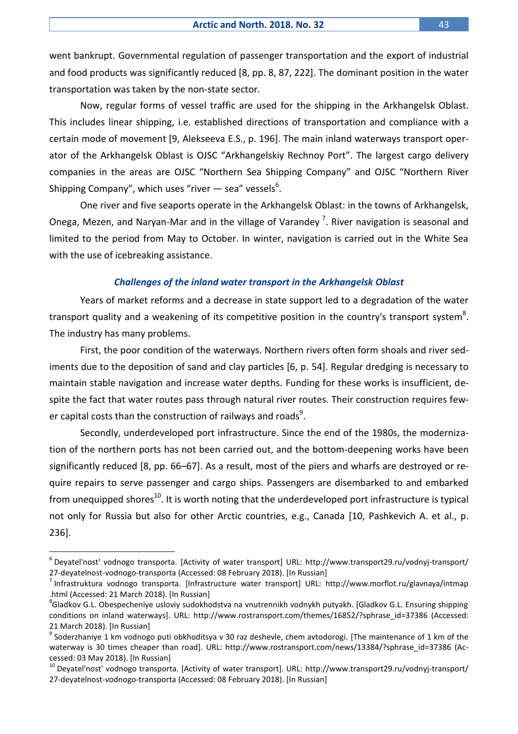went bankrupt. Governmental regulation of passenger transportation and the export of industrial and food products was significantly reduced [8, pp. 8, 87, 222]. The dominant position in the water transportation was taken by the non-state sector.

Now, regular forms of vessel traffic are used for the shipping in the Arkhangelsk Oblast. This includes linear shipping, i.e. established directions of transportation and compliance with a certain mode of movement [9, Alekseeva E.S., p. 196]. The main inland waterways transport operator of the Arkhangelsk Oblast is OJSC "Arkhangelskiy Rechnoy Port". The largest cargo delivery companies in the areas are OJSC "Northern Sea Shipping Company" and OJSC "Northern River Shipping Company", which uses "river — sea" vessels[6].

One river and five seaports operate in the Arkhangelsk Oblast: in the towns of Arkhangelsk, Onega, Mezen, and Naryan-Mar and in the village of Varandey [7]. River navigation is seasonal and limited to the period from May to October. In winter, navigation is carried out in the White Sea with the use of icebreaking assistance.

### *Challenges of the inland water transport in the Arkhangelsk Oblast*

Years of market reforms and a decrease in state support led to a degradation of the water transport quality and a weakening of its competitive position in the country's transport system[8]. The industry has many problems.

First, the poor condition of the waterways. Northern rivers often form shoals and river sediments due to the deposition of sand and clay particles [6, p. 54]. Regular dredging is necessary to maintain stable navigation and increase water depths. Funding for these works is insufficient, despite the fact that water routes pass through natural river routes. Their construction requires fewer capital costs than the construction of railways and roads[9].

Secondly, underdeveloped port infrastructure. Since the end of the 1980s, the modernization of the northern ports has not been carried out, and the bottom-deepening works have been significantly reduced [8, pp. 66–67]. As a result, most of the piers and wharfs are destroyed or require repairs to serve passenger and cargo ships. Passengers are disembarked to and embarked from unequipped shores[10]. It is worth noting that the underdeveloped port infrastructure is typical not only for Russia but also for other Arctic countries, e.g., Canada [10, Pashkevich A. et al., p. 236].

---

[6] Deyatel'nost' vodnogo transporta. [Activity of water transport] URL: http://www.transport29.ru/vodnyj-transport/27-deyatelnost-vodnogo-transporta (Accessed: 08 February 2018). [In Russian]

[7] Infrastruktura vodnogo transporta. [Infrastructure water transport] URL: http://www.morflot.ru/glavnaya/intmap.html (Accessed: 21 March 2018). [In Russian]

[8] Gladkov G.L. Obespecheniye usloviy sudokhodstva na vnutrennikh vodnykh putyakh. [Gladkov G.L. Ensuring shipping conditions on inland waterways]. URL: http://www.rostransport.com/themes/16852/?sphrase_id=37386 (Accessed: 21 March 2018). [In Russian]

[9] Soderzhaniye 1 km vodnogo puti obkhoditsya v 30 raz deshevle, chem avtodorogi. [The maintenance of 1 km of the waterway is 30 times cheaper than road]. URL: http://www.rostransport.com/news/13384/?sphrase_id=37386 (Accessed: 03 May 2018). [In Russian]

[10] Deyatel'nost' vodnogo transporta. [Activity of water transport]. URL: http://www.transport29.ru/vodnyj-transport/27-deyatelnost-vodnogo-transporta (Accessed: 08 February 2018). [In Russian]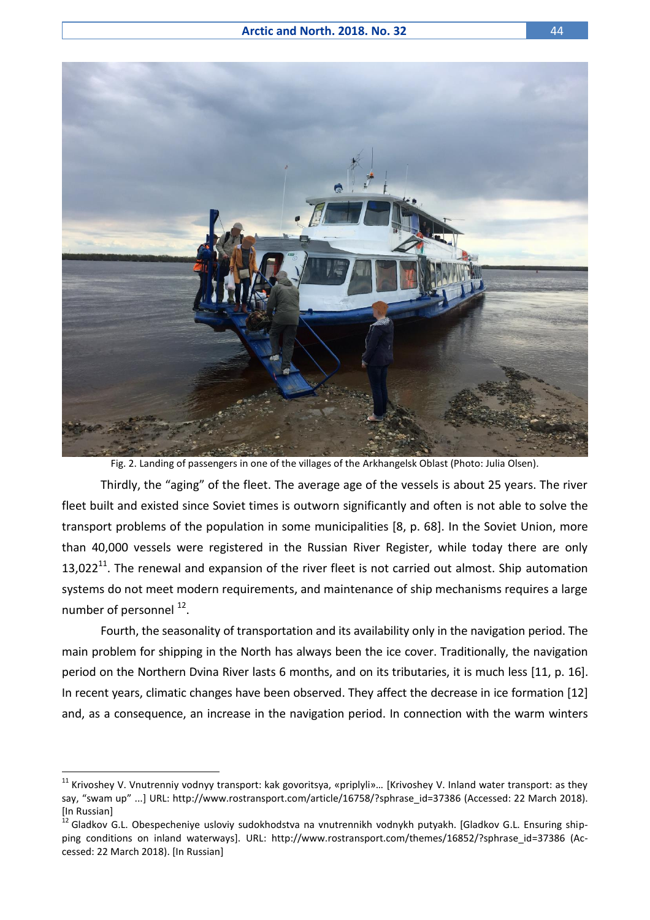Fig. 2. Landing of passengers in one of the villages of the Arkhangelsk Oblast (Photo: Julia Olsen).

Thirdly, the "aging" of the fleet. The average age of the vessels is about 25 years. The river fleet built and existed since Soviet times is outworn significantly and often is not able to solve the transport problems of the population in some municipalities [8, p. 68]. In the Soviet Union, more than 40,000 vessels were registered in the Russian River Register, while today there are only 13,022[11]. The renewal and expansion of the river fleet is not carried out almost. Ship automation systems do not meet modern requirements, and maintenance of ship mechanisms requires a large number of personnel [12].

Fourth, the seasonality of transportation and its availability only in the navigation period. The main problem for shipping in the North has always been the ice cover. Traditionally, the navigation period on the Northern Dvina River lasts 6 months, and on its tributaries, it is much less [11, p. 16]. In recent years, climatic changes have been observed. They affect the decrease in ice formation [12] and, as a consequence, an increase in the navigation period. In connection with the warm winters

---

[11] Krivoshey V. Vnutrenniy vodnyy transport: kak govoritsya, «priplyli»… [Krivoshey V. Inland water transport: as they say, "swam up" ...] URL: http://www.rostransport.com/article/16758/?sphrase_id=37386 (Accessed: 22 March 2018). [In Russian]

[12] Gladkov G.L. Obespecheniye usloviy sudokhodstva na vnutrennikh vodnykh putyakh. [Gladkov G.L. Ensuring shipping conditions on inland waterways]. URL: http://www.rostransport.com/themes/16852/?sphrase_id=37386 (Accessed: 22 March 2018). [In Russian]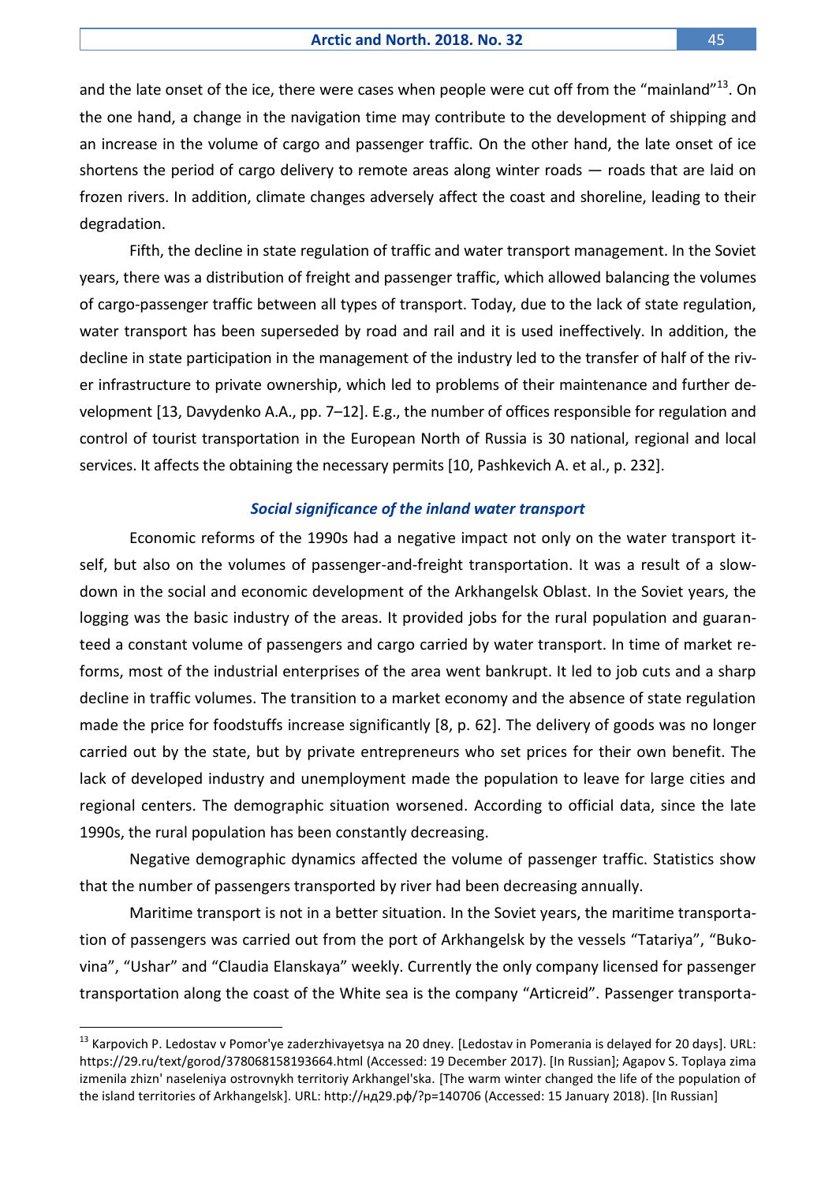and the late onset of the ice, there were cases when people were cut off from the "mainland"[13]. On the one hand, a change in the navigation time may contribute to the development of shipping and an increase in the volume of cargo and passenger traffic. On the other hand, the late onset of ice shortens the period of cargo delivery to remote areas along winter roads — roads that are laid on frozen rivers. In addition, climate changes adversely affect the coast and shoreline, leading to their degradation.

Fifth, the decline in state regulation of traffic and water transport management. In the Soviet years, there was a distribution of freight and passenger traffic, which allowed balancing the volumes of cargo-passenger traffic between all types of transport. Today, due to the lack of state regulation, water transport has been superseded by road and rail and it is used ineffectively. In addition, the decline in state participation in the management of the industry led to the transfer of half of the river infrastructure to private ownership, which led to problems of their maintenance and further development [13, Davydenko A.A., pp. 7–12]. E.g., the number of offices responsible for regulation and control of tourist transportation in the European North of Russia is 30 national, regional and local services. It affects the obtaining the necessary permits [10, Pashkevich A. et al., p. 232].

### *Social significance of the inland water transport*

Economic reforms of the 1990s had a negative impact not only on the water transport itself, but also on the volumes of passenger-and-freight transportation. It was a result of a slowdown in the social and economic development of the Arkhangelsk Oblast. In the Soviet years, the logging was the basic industry of the areas. It provided jobs for the rural population and guaranteed a constant volume of passengers and cargo carried by water transport. In time of market reforms, most of the industrial enterprises of the area went bankrupt. It led to job cuts and a sharp decline in traffic volumes. The transition to a market economy and the absence of state regulation made the price for foodstuffs increase significantly [8, p. 62]. The delivery of goods was no longer carried out by the state, but by private entrepreneurs who set prices for their own benefit. The lack of developed industry and unemployment made the population to leave for large cities and regional centers. The demographic situation worsened. According to official data, since the late 1990s, the rural population has been constantly decreasing.

Negative demographic dynamics affected the volume of passenger traffic. Statistics show that the number of passengers transported by river had been decreasing annually.

Maritime transport is not in a better situation. In the Soviet years, the maritime transportation of passengers was carried out from the port of Arkhangelsk by the vessels "Tatariya", "Bukovina", "Ushar" and "Claudia Elanskaya" weekly. Currently the only company licensed for passenger transportation along the coast of the White sea is the company "Articreid". Passenger transporta-

---

[13] Karpovich P. Ledostav v Pomor'ye zaderzhivayetsya na 20 dney. [Ledostav in Pomerania is delayed for 20 days]. URL: https://29.ru/text/gorod/378068158193664.html (Accessed: 19 December 2017). [In Russian]; Agapov S. Toplaya zima izmenila zhizn' naseleniya ostrovnykh territoriy Arkhangel'ska. [The warm winter changed the life of the population of the island territories of Arkhangelsk]. URL: http://нд29.рф/?p=140706 (Accessed: 15 January 2018). [In Russian]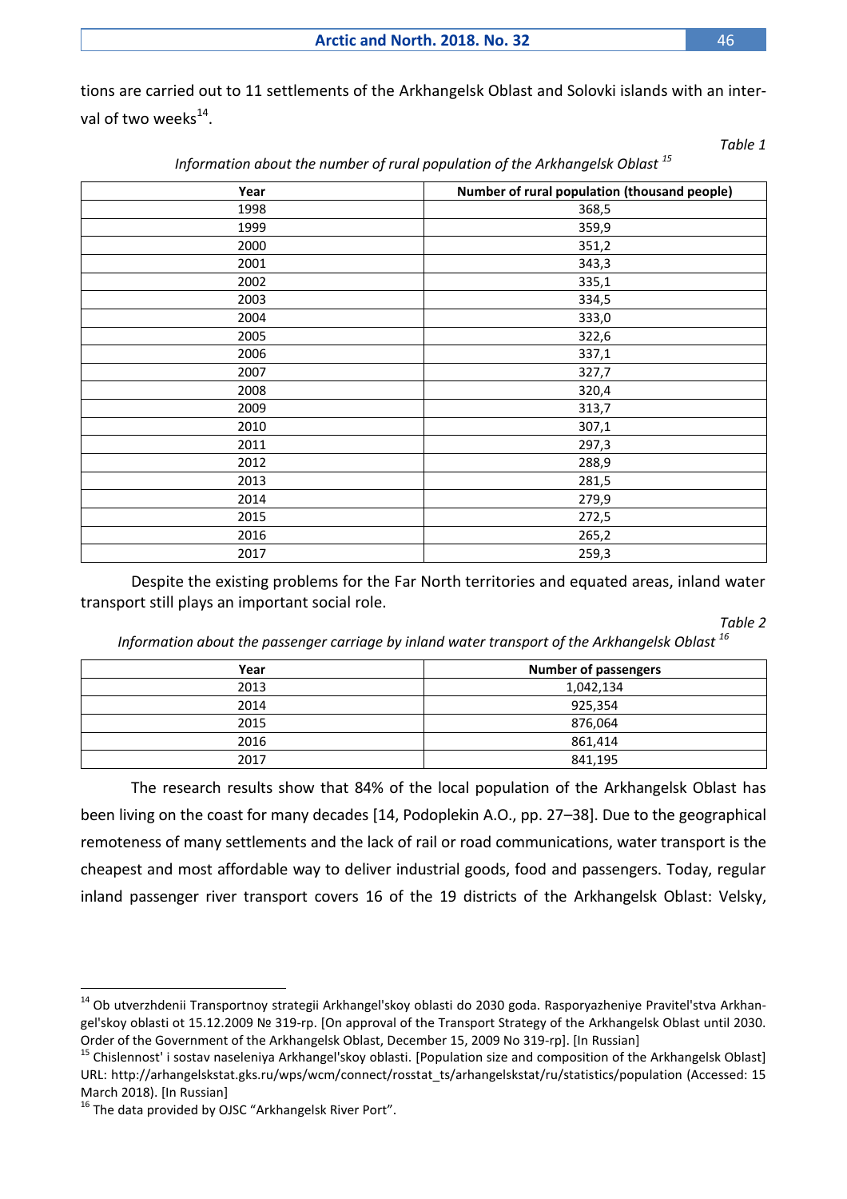tions are carried out to 11 settlements of the Arkhangelsk Oblast and Solovki islands with an interval of two weeks[14].

*Table 1*

*Information about the number of rural population of the Arkhangelsk Oblast [15]*

| Year | Number of rural population (thousand people) |
|---|---|
| 1998 | 368,5 |
| 1999 | 359,9 |
| 2000 | 351,2 |
| 2001 | 343,3 |
| 2002 | 335,1 |
| 2003 | 334,5 |
| 2004 | 333,0 |
| 2005 | 322,6 |
| 2006 | 337,1 |
| 2007 | 327,7 |
| 2008 | 320,4 |
| 2009 | 313,7 |
| 2010 | 307,1 |
| 2011 | 297,3 |
| 2012 | 288,9 |
| 2013 | 281,5 |
| 2014 | 279,9 |
| 2015 | 272,5 |
| 2016 | 265,2 |
| 2017 | 259,3 |

Despite the existing problems for the Far North territories and equated areas, inland water transport still plays an important social role.

*Table 2*

*Information about the passenger carriage by inland water transport of the Arkhangelsk Oblast [16]*

| Year | Number of passengers |
|---|---|
| 2013 | 1,042,134 |
| 2014 | 925,354 |
| 2015 | 876,064 |
| 2016 | 861,414 |
| 2017 | 841,195 |

The research results show that 84% of the local population of the Arkhangelsk Oblast has been living on the coast for many decades [14, Podoplekin A.O., pp. 27–38]. Due to the geographical remoteness of many settlements and the lack of rail or road communications, water transport is the cheapest and most affordable way to deliver industrial goods, food and passengers. Today, regular inland passenger river transport covers 16 of the 19 districts of the Arkhangelsk Oblast: Velsky,

---

[14] Ob utverzhdenii Transportnoy strategii Arkhangel'skoy oblasti do 2030 goda. Rasporyazheniye Pravitel'stva Arkhangel'skoy oblasti ot 15.12.2009 № 319-rp. [On approval of the Transport Strategy of the Arkhangelsk Oblast until 2030. Order of the Government of the Arkhangelsk Oblast, December 15, 2009 No 319-rp]. [In Russian]

[15] Chislennost' i sostav naseleniya Arkhangel'skoy oblasti. [Population size and composition of the Arkhangelsk Oblast] URL: http://arhangelskstat.gks.ru/wps/wcm/connect/rosstat_ts/arhangelskstat/ru/statistics/population (Accessed: 15 March 2018). [In Russian]

[16] The data provided by OJSC "Arkhangelsk River Port".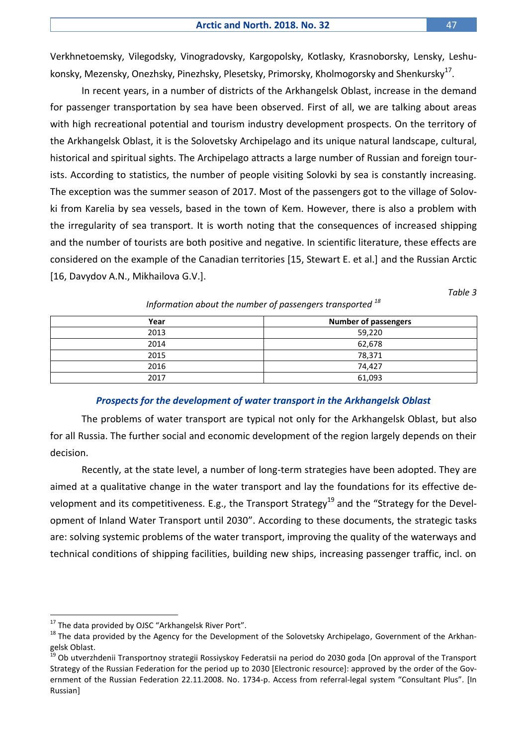Verkhnetoemsky, Vilegodsky, Vinogradovsky, Kargopolsky, Kotlasky, Krasnoborsky, Lensky, Leshukonsky, Mezensky, Onezhsky, Pinezhsky, Plesetsky, Primorsky, Kholmogorsky and Shenkursky[17].

In recent years, in a number of districts of the Arkhangelsk Oblast, increase in the demand for passenger transportation by sea have been observed. First of all, we are talking about areas with high recreational potential and tourism industry development prospects. On the territory of the Arkhangelsk Oblast, it is the Solovetsky Archipelago and its unique natural landscape, cultural, historical and spiritual sights. The Archipelago attracts a large number of Russian and foreign tourists. According to statistics, the number of people visiting Solovki by sea is constantly increasing. The exception was the summer season of 2017. Most of the passengers got to the village of Solovki from Karelia by sea vessels, based in the town of Kem. However, there is also a problem with the irregularity of sea transport. It is worth noting that the consequences of increased shipping and the number of tourists are both positive and negative. In scientific literature, these effects are considered on the example of the Canadian territories [15, Stewart E. et al.] and the Russian Arctic [16, Davydov A.N., Mikhailova G.V.].

*Table 3*

*Information about the number of passengers transported [18]*

| Year | Number of passengers |
|---|---|
| 2013 | 59,220 |
| 2014 | 62,678 |
| 2015 | 78,371 |
| 2016 | 74,427 |
| 2017 | 61,093 |

### *Prospects for the development of water transport in the Arkhangelsk Oblast*

The problems of water transport are typical not only for the Arkhangelsk Oblast, but also for all Russia. The further social and economic development of the region largely depends on their decision.

Recently, at the state level, a number of long-term strategies have been adopted. They are aimed at a qualitative change in the water transport and lay the foundations for its effective development and its competitiveness. E.g., the Transport Strategy[19] and the "Strategy for the Development of Inland Water Transport until 2030". According to these documents, the strategic tasks are: solving systemic problems of the water transport, improving the quality of the waterways and technical conditions of shipping facilities, building new ships, increasing passenger traffic, incl. on

---

[17] The data provided by OJSC "Arkhangelsk River Port".

[18] The data provided by the Agency for the Development of the Solovetsky Archipelago, Government of the Arkhangelsk Oblast.

[19] Ob utverzhdenii Transportnoy strategii Rossiyskoy Federatsii na period do 2030 goda [On approval of the Transport Strategy of the Russian Federation for the period up to 2030 [Electronic resource]: approved by the order of the Government of the Russian Federation 22.11.2008. No. 1734-p. Access from referral-legal system "Consultant Plus". [In Russian]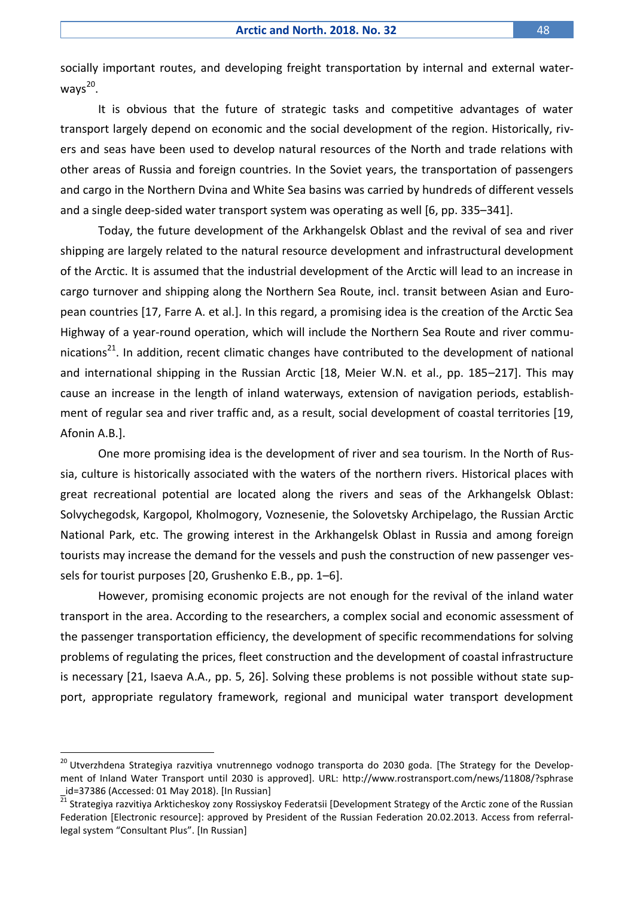socially important routes, and developing freight transportation by internal and external waterways[20].

It is obvious that the future of strategic tasks and competitive advantages of water transport largely depend on economic and the social development of the region. Historically, rivers and seas have been used to develop natural resources of the North and trade relations with other areas of Russia and foreign countries. In the Soviet years, the transportation of passengers and cargo in the Northern Dvina and White Sea basins was carried by hundreds of different vessels and a single deep-sided water transport system was operating as well [6, pp. 335–341].

Today, the future development of the Arkhangelsk Oblast and the revival of sea and river shipping are largely related to the natural resource development and infrastructural development of the Arctic. It is assumed that the industrial development of the Arctic will lead to an increase in cargo turnover and shipping along the Northern Sea Route, incl. transit between Asian and European countries [17, Farre A. et al.]. In this regard, a promising idea is the creation of the Arctic Sea Highway of a year-round operation, which will include the Northern Sea Route and river communications[21]. In addition, recent climatic changes have contributed to the development of national and international shipping in the Russian Arctic [18, Meier W.N. et al., pp. 185–217]. This may cause an increase in the length of inland waterways, extension of navigation periods, establishment of regular sea and river traffic and, as a result, social development of coastal territories [19, Afonin A.B.].

One more promising idea is the development of river and sea tourism. In the North of Russia, culture is historically associated with the waters of the northern rivers. Historical places with great recreational potential are located along the rivers and seas of the Arkhangelsk Oblast: Solvychegodsk, Kargopol, Kholmogory, Voznesenie, the Solovetsky Archipelago, the Russian Arctic National Park, etc. The growing interest in the Arkhangelsk Oblast in Russia and among foreign tourists may increase the demand for the vessels and push the construction of new passenger vessels for tourist purposes [20, Grushenko E.B., pp. 1–6].

However, promising economic projects are not enough for the revival of the inland water transport in the area. According to the researchers, a complex social and economic assessment of the passenger transportation efficiency, the development of specific recommendations for solving problems of regulating the prices, fleet construction and the development of coastal infrastructure is necessary [21, Isaeva A.A., pp. 5, 26]. Solving these problems is not possible without state support, appropriate regulatory framework, regional and municipal water transport development

---

[20] Utverzhdena Strategiya razvitiya vnutrennego vodnogo transporta do 2030 goda. [The Strategy for the Development of Inland Water Transport until 2030 is approved]. URL: http://www.rostransport.com/news/11808/?sphrase_id=37386 (Accessed: 01 May 2018). [In Russian]

[21] Strategiya razvitiya Arkticheskoy zony Rossiyskoy Federatsii [Development Strategy of the Arctic zone of the Russian Federation [Electronic resource]: approved by President of the Russian Federation 20.02.2013. Access from referral-legal system "Consultant Plus". [In Russian]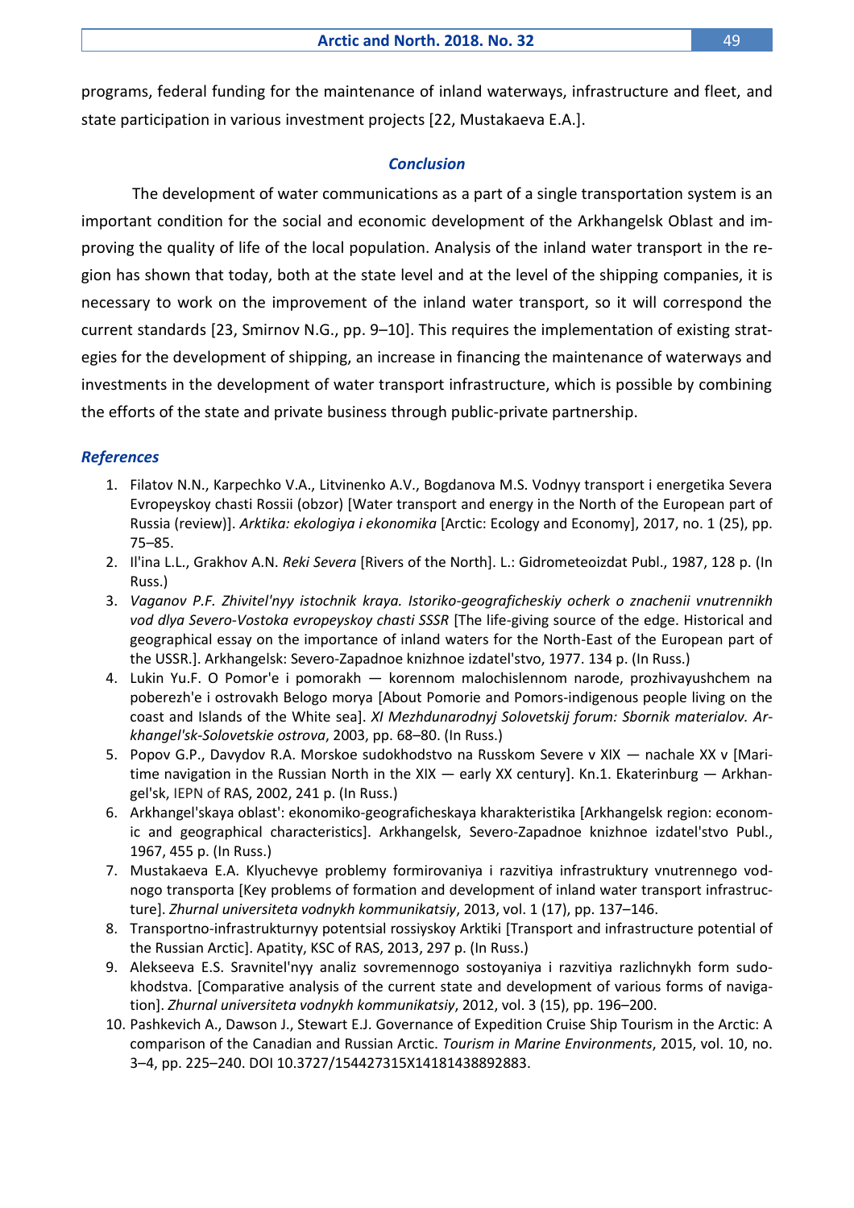programs, federal funding for the maintenance of inland waterways, infrastructure and fleet, and state participation in various investment projects [22, Mustakaeva E.A.].

## Conclusion

The development of water communications as a part of a single transportation system is an important condition for the social and economic development of the Arkhangelsk Oblast and improving the quality of life of the local population. Analysis of the inland water transport in the region has shown that today, both at the state level and at the level of the shipping companies, it is necessary to work on the improvement of the inland water transport, so it will correspond the current standards [23, Smirnov N.G., pp. 9–10]. This requires the implementation of existing strategies for the development of shipping, an increase in financing the maintenance of waterways and investments in the development of water transport infrastructure, which is possible by combining the efforts of the state and private business through public-private partnership.

## References

1. Filatov N.N., Karpechko V.A., Litvinenko A.V., Bogdanova M.S. Vodnyy transport i energetika Severa Evropeyskoy chasti Rossii (obzor) [Water transport and energy in the North of the European part of Russia (review)]. *Arktika: ekologiya i ekonomika* [Arctic: Ecology and Economy], 2017, no. 1 (25), pp. 75–85.
2. Il'ina L.L., Grakhov A.N. *Reki Severa* [Rivers of the North]. L.: Gidrometeoizdat Publ., 1987, 128 p. (In Russ.)
3. *Vaganov P.F. Zhivitel'nyy istochnik kraya. Istoriko-geograficheskiy ocherk o znachenii vnutrennikh vod dlya Severo-Vostoka evropeyskoy chasti SSSR* [The life-giving source of the edge. Historical and geographical essay on the importance of inland waters for the North-East of the European part of the USSR.]. Arkhangelsk: Severo-Zapadnoe knizhnoe izdatel'stvo, 1977. 134 p. (In Russ.)
4. Lukin Yu.F. O Pomor'e i pomorakh — korennom malochislennom narode, prozhivayushchem na poberezh'e i ostrovakh Belogo morya [About Pomorie and Pomors-indigenous people living on the coast and Islands of the White sea]. *XI Mezhdunarodnyj Solovetskij forum: Sbornik materialov. Arkhangel'sk-Solovetskie ostrova*, 2003, pp. 68–80. (In Russ.)
5. Popov G.P., Davydov R.A. Morskoe sudokhodstvo na Russkom Severe v XIX — nachale XX v [Maritime navigation in the Russian North in the XIX — early XX century]. Kn.1. Ekaterinburg — Arkhangel'sk, IEPN of RAS, 2002, 241 p. (In Russ.)
6. Arkhangel'skaya oblast': ekonomiko-geograficheskaya kharakteristika [Arkhangelsk region: economic and geographical characteristics]. Arkhangelsk, Severo-Zapadnoe knizhnoe izdatel'stvo Publ., 1967, 455 p. (In Russ.)
7. Mustakaeva E.A. Klyuchevye problemy formirovaniya i razvitiya infrastruktury vnutrennego vodnogo transporta [Key problems of formation and development of inland water transport infrastructure]. *Zhurnal universiteta vodnykh kommunikatsiy*, 2013, vol. 1 (17), pp. 137–146.
8. Transportno-infrastrukturnyy potentsial rossiyskoy Arktiki [Transport and infrastructure potential of the Russian Arctic]. Apatity, KSC of RAS, 2013, 297 p. (In Russ.)
9. Alekseeva E.S. Sravnitel'nyy analiz sovremennogo sostoyaniya i razvitiya razlichnykh form sudokhodstva. [Comparative analysis of the current state and development of various forms of navigation]. *Zhurnal universiteta vodnykh kommunikatsiy*, 2012, vol. 3 (15), pp. 196–200.
10. Pashkevich A., Dawson J., Stewart E.J. Governance of Expedition Cruise Ship Tourism in the Arctic: A comparison of the Canadian and Russian Arctic. *Tourism in Marine Environments*, 2015, vol. 10, no. 3–4, pp. 225–240. DOI 10.3727/154427315X14181438892883.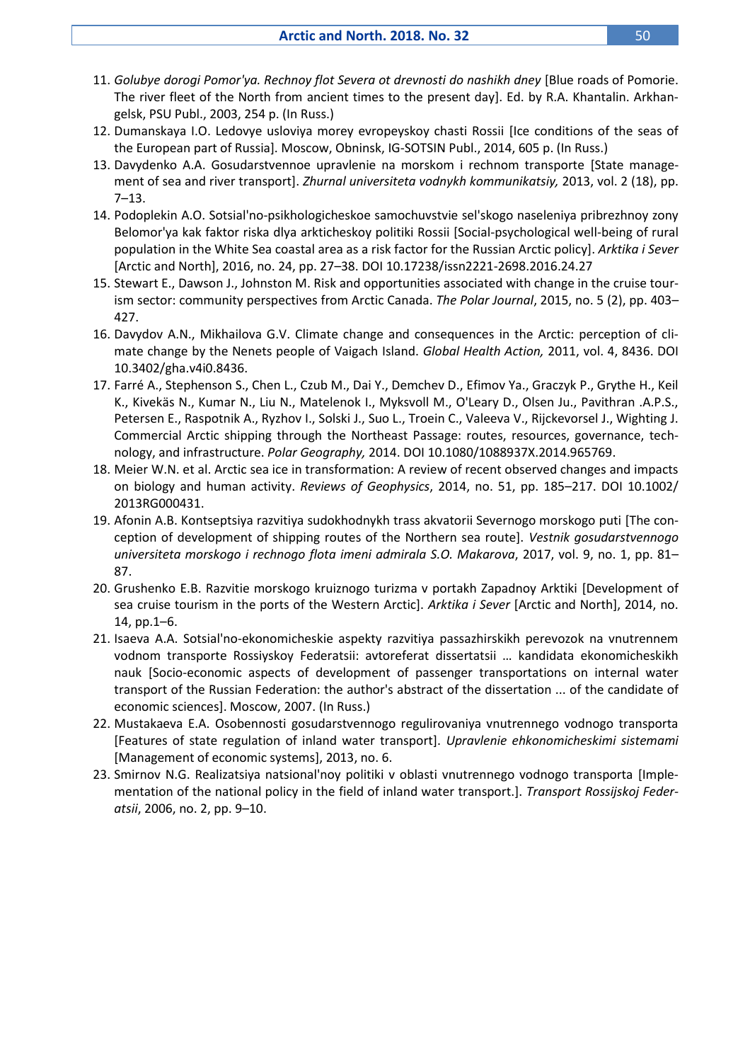11. *Golubye dorogi Pomor'ya. Rechnoy flot Severa ot drevnosti do nashikh dney* [Blue roads of Pomorie. The river fleet of the North from ancient times to the present day]. Ed. by R.A. Khantalin. Arkhangelsk, PSU Publ., 2003, 254 p. (In Russ.)
12. Dumanskaya I.O. Ledovye usloviya morey evropeyskoy chasti Rossii [Ice conditions of the seas of the European part of Russia]. Moscow, Obninsk, IG-SOTSIN Publ., 2014, 605 p. (In Russ.)
13. Davydenko A.A. Gosudarstvennoe upravlenie na morskom i rechnom transporte [State management of sea and river transport]. *Zhurnal universiteta vodnykh kommunikatsiy,* 2013, vol. 2 (18), pp. 7–13.
14. Podoplekin A.O. Sotsial'no-psikhologicheskoe samochuvstvie sel'skogo naseleniya pribrezhnoy zony Belomor'ya kak faktor riska dlya arkticheskoy politiki Rossii [Social-psychological well-being of rural population in the White Sea coastal area as a risk factor for the Russian Arctic policy]. *Arktika i Sever* [Arctic and North], 2016, no. 24, pp. 27–38. DOI 10.17238/issn2221-2698.2016.24.27
15. Stewart E., Dawson J., Johnston M. Risk and opportunities associated with change in the cruise tourism sector: community perspectives from Arctic Canada. *The Polar Journal*, 2015, no. 5 (2), pp. 403–427.
16. Davydov A.N., Mikhailova G.V. Climate change and consequences in the Arctic: perception of climate change by the Nenets people of Vaigach Island. *Global Health Action,* 2011, vol. 4, 8436. DOI 10.3402/gha.v4i0.8436.
17. Farré A., Stephenson S., Chen L., Czub M., Dai Y., Demchev D., Efimov Ya., Graczyk P., Grythe H., Keil K., Kivekäs N., Kumar N., Liu N., Matelenok I., Myksvoll M., O'Leary D., Olsen Ju., Pavithran .A.P.S., Petersen E., Raspotnik A., Ryzhov I., Solski J., Suo L., Troein C., Valeeva V., Rijckevorsel J., Wighting J. Commercial Arctic shipping through the Northeast Passage: routes, resources, governance, technology, and infrastructure. *Polar Geography,* 2014. DOI 10.1080/1088937X.2014.965769.
18. Meier W.N. et al. Arctic sea ice in transformation: A review of recent observed changes and impacts on biology and human activity. *Reviews of Geophysics*, 2014, no. 51, pp. 185–217. DOI 10.1002/ 2013RG000431.
19. Afonin A.B. Kontseptsiya razvitiya sudokhodnykh trass akvatorii Severnogo morskogo puti [The conception of development of shipping routes of the Northern sea route]. *Vestnik gosudarstvennogo universiteta morskogo i rechnogo flota imeni admirala S.O. Makarova*, 2017, vol. 9, no. 1, pp. 81–87.
20. Grushenko E.B. Razvitie morskogo kruiznogo turizma v portakh Zapadnoy Arktiki [Development of sea cruise tourism in the ports of the Western Arctic]. *Arktika i Sever* [Arctic and North], 2014, no. 14, pp.1–6.
21. Isaeva A.A. Sotsial'no-ekonomicheskie aspekty razvitiya passazhirskikh perevozok na vnutrennem vodnom transporte Rossiyskoy Federatsii: avtoreferat dissertatsii … kandidata ekonomicheskikh nauk [Socio-economic aspects of development of passenger transportations on internal water transport of the Russian Federation: the author's abstract of the dissertation ... of the candidate of economic sciences]. Moscow, 2007. (In Russ.)
22. Mustakaeva E.A. Osobennosti gosudarstvennogo regulirovaniya vnutrennego vodnogo transporta [Features of state regulation of inland water transport]. *Upravlenie ehkonomicheskimi sistemami* [Management of economic systems], 2013, no. 6.
23. Smirnov N.G. Realizatsiya natsional'noy politiki v oblasti vnutrennego vodnogo transporta [Implementation of the national policy in the field of inland water transport.]. *Transport Rossijskoj Federatsii*, 2006, no. 2, pp. 9–10.